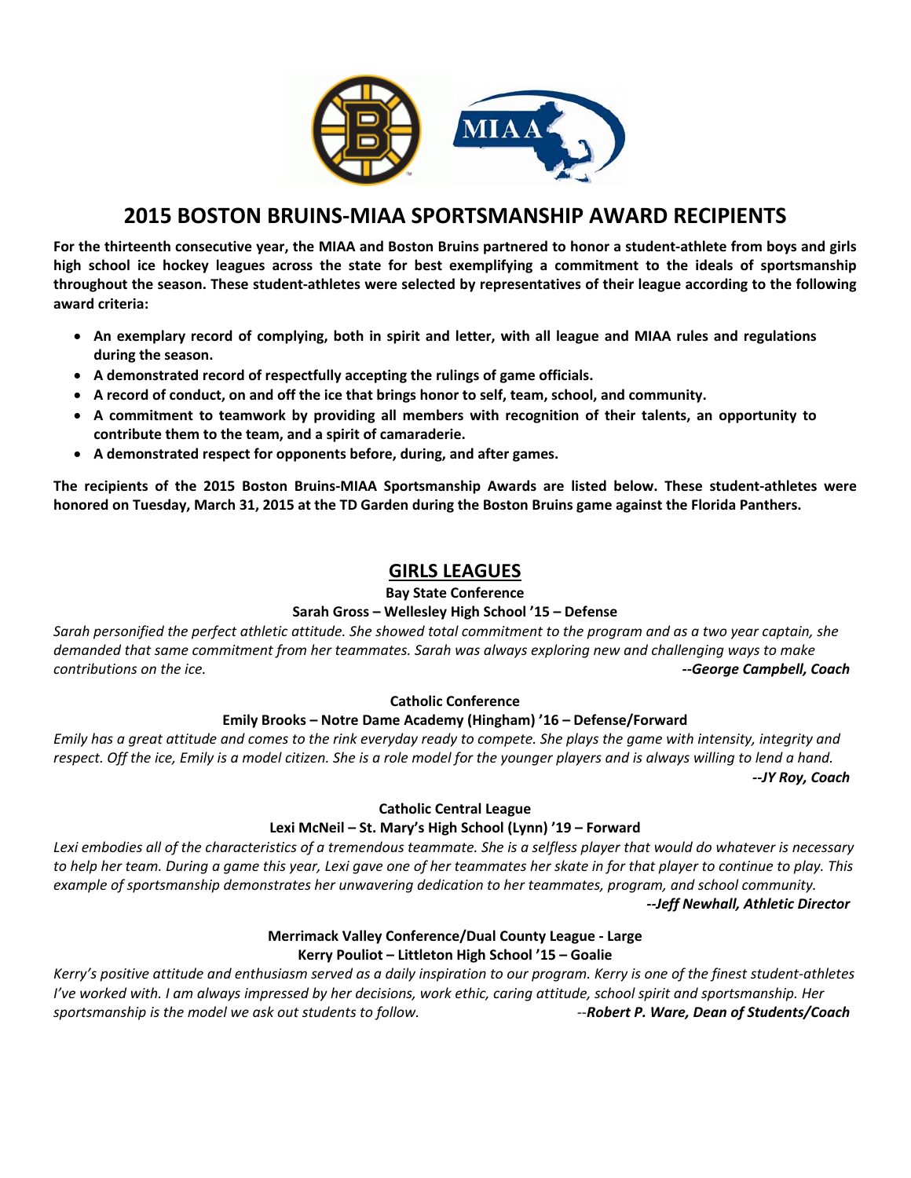# 2015 BOSTON BRUINS-MIAA SPORTSMANSHIP AWARD RECIPIENTS

**For the thirteenth consecutive year, the MIAA and Boston Bruins partnered to honor a student-athlete from boys and girls high school ice hockey leagues across the state for best exemplifying a commitment to the ideals of sportsmanship throughout the season. These student-athletes were selected by representatives of their league according to the following award criteria:**

- **An exemplary record of complying, both in spirit and letter, with all league and MIAA rules and regulations during the season.**
- **A demonstrated record of respectfully accepting the rulings of game officials.**
- **A record of conduct, on and off the ice that brings honor to self, team, school, and community.**
- **A commitment to teamwork by providing all members with recognition of their talents, an opportunity to contribute them to the team, and a spirit of camaraderie.**
- **A demonstrated respect for opponents before, during, and after games.**

**The recipients of the 2015 Boston Bruins-MIAA Sportsmanship Awards are listed below. These student-athletes were honored on Tuesday, March 31, 2015 at the TD Garden during the Boston Bruins game against the Florida Panthers.**

## GIRLS LEAGUES

**Bay State Conference**

**Sarah Gross – Wellesley High School '15 – Defense**

*Sarah personified the perfect athletic attitude. She showed total commitment to the program and as a two year captain, she demanded that same commitment from her teammates. Sarah was always exploring new and challenging ways to make contributions on the ice.* ***--George Campbell, Coach***

**Catholic Conference**

**Emily Brooks – Notre Dame Academy (Hingham) '16 – Defense/Forward**

*Emily has a great attitude and comes to the rink everyday ready to compete. She plays the game with intensity, integrity and respect. Off the ice, Emily is a model citizen. She is a role model for the younger players and is always willing to lend a hand.* ***--JY Roy, Coach***

**Catholic Central League**

**Lexi McNeil – St. Mary's High School (Lynn) '19 – Forward**

*Lexi embodies all of the characteristics of a tremendous teammate. She is a selfless player that would do whatever is necessary to help her team. During a game this year, Lexi gave one of her teammates her skate in for that player to continue to play. This example of sportsmanship demonstrates her unwavering dedication to her teammates, program, and school community.* ***--Jeff Newhall, Athletic Director***

**Merrimack Valley Conference/Dual County League - Large**

**Kerry Pouliot – Littleton High School '15 – Goalie**

*Kerry's positive attitude and enthusiasm served as a daily inspiration to our program. Kerry is one of the finest student-athletes I've worked with. I am always impressed by her decisions, work ethic, caring attitude, school spirit and sportsmanship. Her sportsmanship is the model we ask out students to follow.* --***Robert P. Ware, Dean of Students/Coach***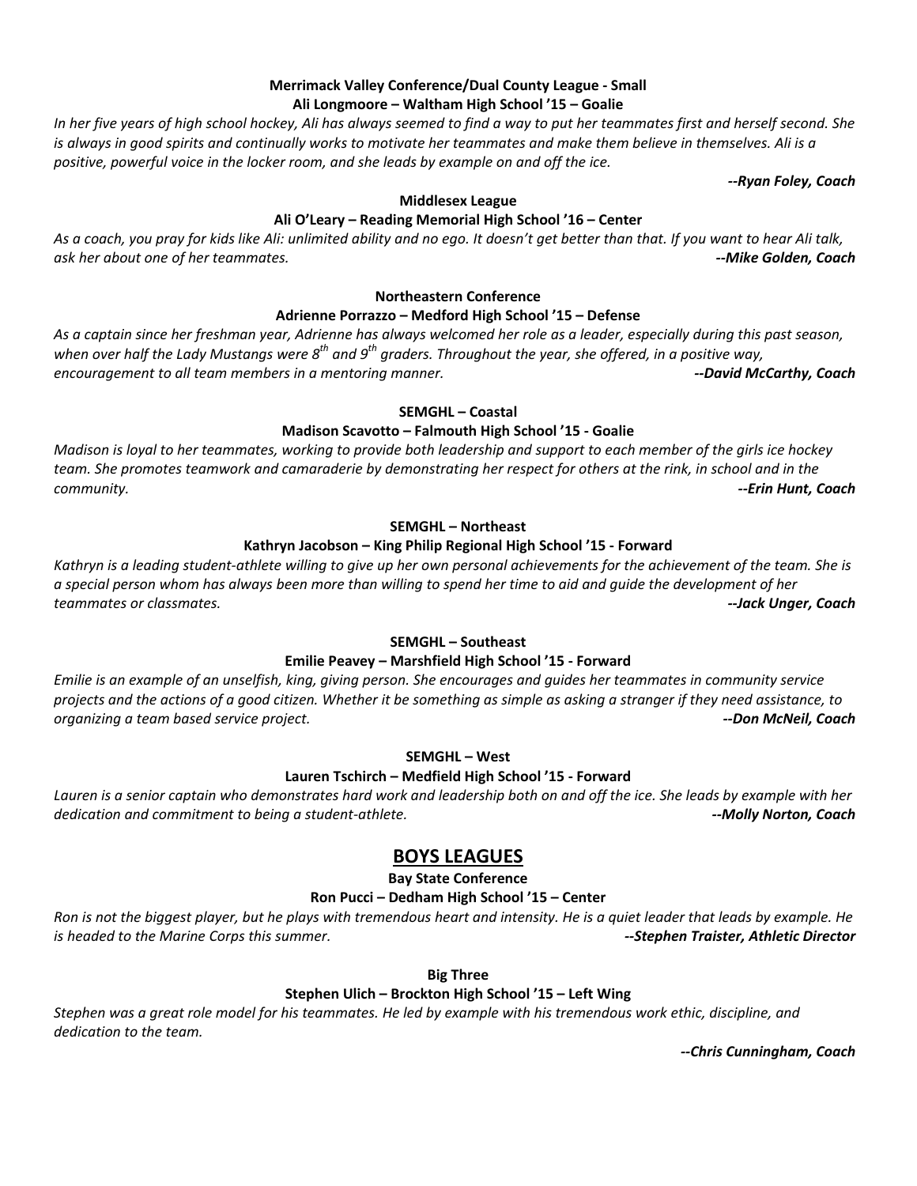**Merrimack Valley Conference/Dual County League - Small**

**Ali Longmoore – Waltham High School '15 – Goalie**

*In her five years of high school hockey, Ali has always seemed to find a way to put her teammates first and herself second. She is always in good spirits and continually works to motivate her teammates and make them believe in themselves. Ali is a positive, powerful voice in the locker room, and she leads by example on and off the ice.*

***--Ryan Foley, Coach***

**Middlesex League**

**Ali O'Leary – Reading Memorial High School '16 – Center**

*As a coach, you pray for kids like Ali: unlimited ability and no ego. It doesn't get better than that. If you want to hear Ali talk, ask her about one of her teammates.* ***--Mike Golden, Coach***

**Northeastern Conference**

**Adrienne Porrazzo – Medford High School '15 – Defense**

*As a captain since her freshman year, Adrienne has always welcomed her role as a leader, especially during this past season, when over half the Lady Mustangs were 8th and 9th graders. Throughout the year, she offered, in a positive way, encouragement to all team members in a mentoring manner.* ***--David McCarthy, Coach***

**SEMGHL – Coastal**

**Madison Scavotto – Falmouth High School '15 - Goalie**

*Madison is loyal to her teammates, working to provide both leadership and support to each member of the girls ice hockey team. She promotes teamwork and camaraderie by demonstrating her respect for others at the rink, in school and in the community.* ***--Erin Hunt, Coach***

**SEMGHL – Northeast**

**Kathryn Jacobson – King Philip Regional High School '15 - Forward**

*Kathryn is a leading student-athlete willing to give up her own personal achievements for the achievement of the team. She is a special person whom has always been more than willing to spend her time to aid and guide the development of her teammates or classmates.* ***--Jack Unger, Coach***

**SEMGHL – Southeast**

**Emilie Peavey – Marshfield High School '15 - Forward**

*Emilie is an example of an unselfish, king, giving person. She encourages and guides her teammates in community service projects and the actions of a good citizen. Whether it be something as simple as asking a stranger if they need assistance, to organizing a team based service project.* ***--Don McNeil, Coach***

**SEMGHL – West**

**Lauren Tschirch – Medfield High School '15 - Forward**

*Lauren is a senior captain who demonstrates hard work and leadership both on and off the ice. She leads by example with her dedication and commitment to being a student-athlete.* ***--Molly Norton, Coach***

## BOYS LEAGUES

**Bay State Conference**

**Ron Pucci – Dedham High School '15 – Center**

*Ron is not the biggest player, but he plays with tremendous heart and intensity. He is a quiet leader that leads by example. He is headed to the Marine Corps this summer.* ***--Stephen Traister, Athletic Director***

**Big Three**

**Stephen Ulich – Brockton High School '15 – Left Wing**

*Stephen was a great role model for his teammates. He led by example with his tremendous work ethic, discipline, and dedication to the team.*

***--Chris Cunningham, Coach***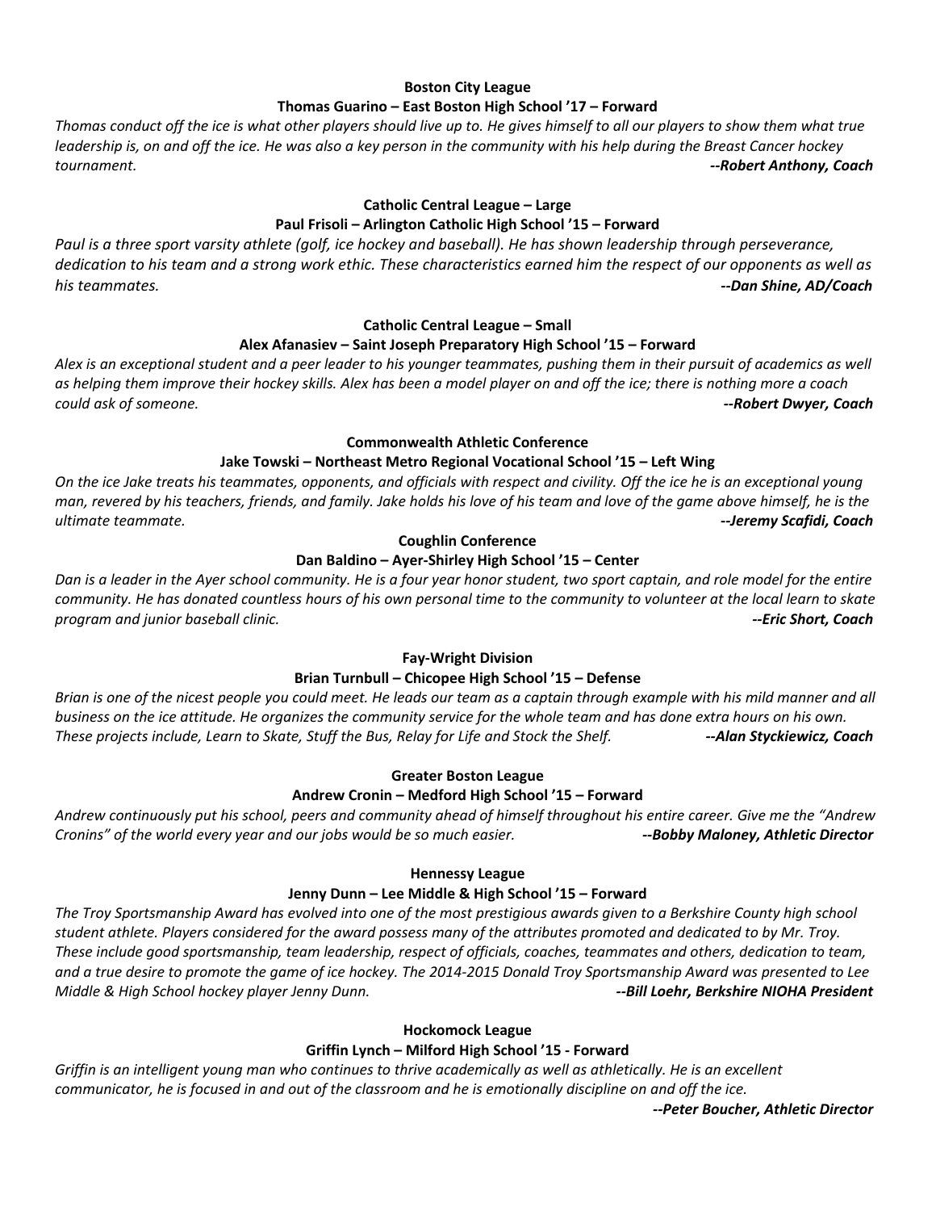**Boston City League**

**Thomas Guarino – East Boston High School '17 – Forward**

*Thomas conduct off the ice is what other players should live up to. He gives himself to all our players to show them what true leadership is, on and off the ice. He was also a key person in the community with his help during the Breast Cancer hockey tournament.* ***--Robert Anthony, Coach***

**Catholic Central League – Large**

**Paul Frisoli – Arlington Catholic High School '15 – Forward**

*Paul is a three sport varsity athlete (golf, ice hockey and baseball). He has shown leadership through perseverance, dedication to his team and a strong work ethic. These characteristics earned him the respect of our opponents as well as his teammates.* ***--Dan Shine, AD/Coach***

**Catholic Central League – Small**

**Alex Afanasiev – Saint Joseph Preparatory High School '15 – Forward**

*Alex is an exceptional student and a peer leader to his younger teammates, pushing them in their pursuit of academics as well as helping them improve their hockey skills. Alex has been a model player on and off the ice; there is nothing more a coach could ask of someone.* ***--Robert Dwyer, Coach***

**Commonwealth Athletic Conference**

**Jake Towski – Northeast Metro Regional Vocational School '15 – Left Wing**

*On the ice Jake treats his teammates, opponents, and officials with respect and civility. Off the ice he is an exceptional young man, revered by his teachers, friends, and family. Jake holds his love of his team and love of the game above himself, he is the ultimate teammate.* ***--Jeremy Scafidi, Coach***

**Coughlin Conference**

**Dan Baldino – Ayer-Shirley High School '15 – Center**

*Dan is a leader in the Ayer school community. He is a four year honor student, two sport captain, and role model for the entire community. He has donated countless hours of his own personal time to the community to volunteer at the local learn to skate program and junior baseball clinic.* ***--Eric Short, Coach***

**Fay-Wright Division**

**Brian Turnbull – Chicopee High School '15 – Defense**

*Brian is one of the nicest people you could meet. He leads our team as a captain through example with his mild manner and all business on the ice attitude. He organizes the community service for the whole team and has done extra hours on his own. These projects include, Learn to Skate, Stuff the Bus, Relay for Life and Stock the Shelf.* ***--Alan Styckiewicz, Coach***

**Greater Boston League**

**Andrew Cronin – Medford High School '15 – Forward**

*Andrew continuously put his school, peers and community ahead of himself throughout his entire career. Give me the "Andrew Cronins" of the world every year and our jobs would be so much easier.* ***--Bobby Maloney, Athletic Director***

**Hennessy League**

**Jenny Dunn – Lee Middle & High School '15 – Forward**

*The Troy Sportsmanship Award has evolved into one of the most prestigious awards given to a Berkshire County high school student athlete. Players considered for the award possess many of the attributes promoted and dedicated to by Mr. Troy. These include good sportsmanship, team leadership, respect of officials, coaches, teammates and others, dedication to team, and a true desire to promote the game of ice hockey. The 2014-2015 Donald Troy Sportsmanship Award was presented to Lee Middle & High School hockey player Jenny Dunn.* ***--Bill Loehr, Berkshire NIOHA President***

**Hockomock League**

**Griffin Lynch – Milford High School '15 - Forward**

*Griffin is an intelligent young man who continues to thrive academically as well as athletically. He is an excellent communicator, he is focused in and out of the classroom and he is emotionally discipline on and off the ice.*

***--Peter Boucher, Athletic Director***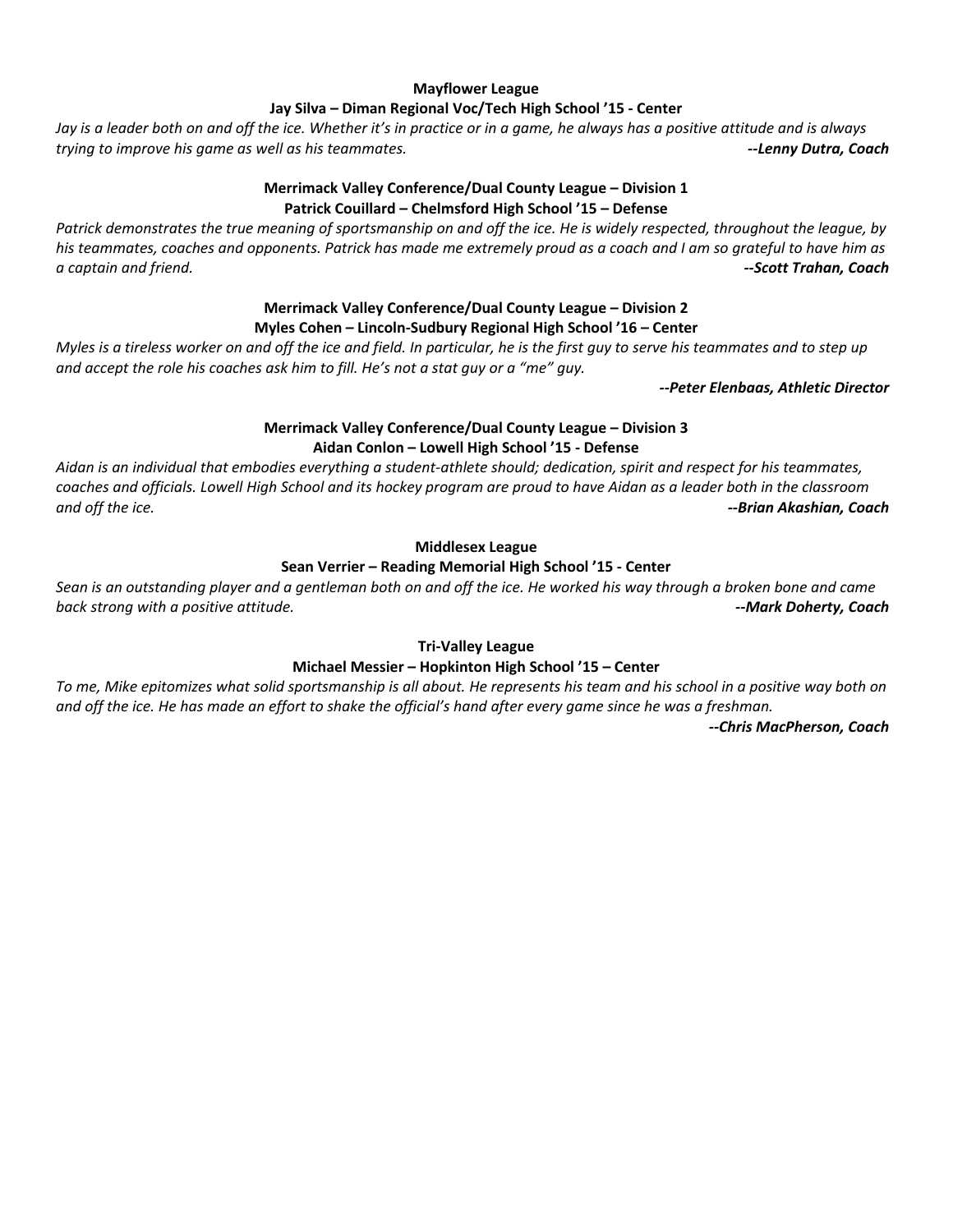**Mayflower League**

**Jay Silva – Diman Regional Voc/Tech High School '15 - Center**

*Jay is a leader both on and off the ice. Whether it's in practice or in a game, he always has a positive attitude and is always trying to improve his game as well as his teammates.* ***--Lenny Dutra, Coach***

**Merrimack Valley Conference/Dual County League – Division 1**

**Patrick Couillard – Chelmsford High School '15 – Defense**

*Patrick demonstrates the true meaning of sportsmanship on and off the ice. He is widely respected, throughout the league, by his teammates, coaches and opponents. Patrick has made me extremely proud as a coach and I am so grateful to have him as a captain and friend.* ***--Scott Trahan, Coach***

**Merrimack Valley Conference/Dual County League – Division 2**

**Myles Cohen – Lincoln-Sudbury Regional High School '16 – Center**

*Myles is a tireless worker on and off the ice and field. In particular, he is the first guy to serve his teammates and to step up and accept the role his coaches ask him to fill. He's not a stat guy or a "me" guy.*

***--Peter Elenbaas, Athletic Director***

**Merrimack Valley Conference/Dual County League – Division 3**

**Aidan Conlon – Lowell High School '15 - Defense**

*Aidan is an individual that embodies everything a student-athlete should; dedication, spirit and respect for his teammates, coaches and officials. Lowell High School and its hockey program are proud to have Aidan as a leader both in the classroom and off the ice.* ***--Brian Akashian, Coach***

**Middlesex League**

**Sean Verrier – Reading Memorial High School '15 - Center**

*Sean is an outstanding player and a gentleman both on and off the ice. He worked his way through a broken bone and came back strong with a positive attitude.* ***--Mark Doherty, Coach***

**Tri-Valley League**

**Michael Messier – Hopkinton High School '15 – Center**

*To me, Mike epitomizes what solid sportsmanship is all about. He represents his team and his school in a positive way both on and off the ice. He has made an effort to shake the official's hand after every game since he was a freshman.*

***--Chris MacPherson, Coach***